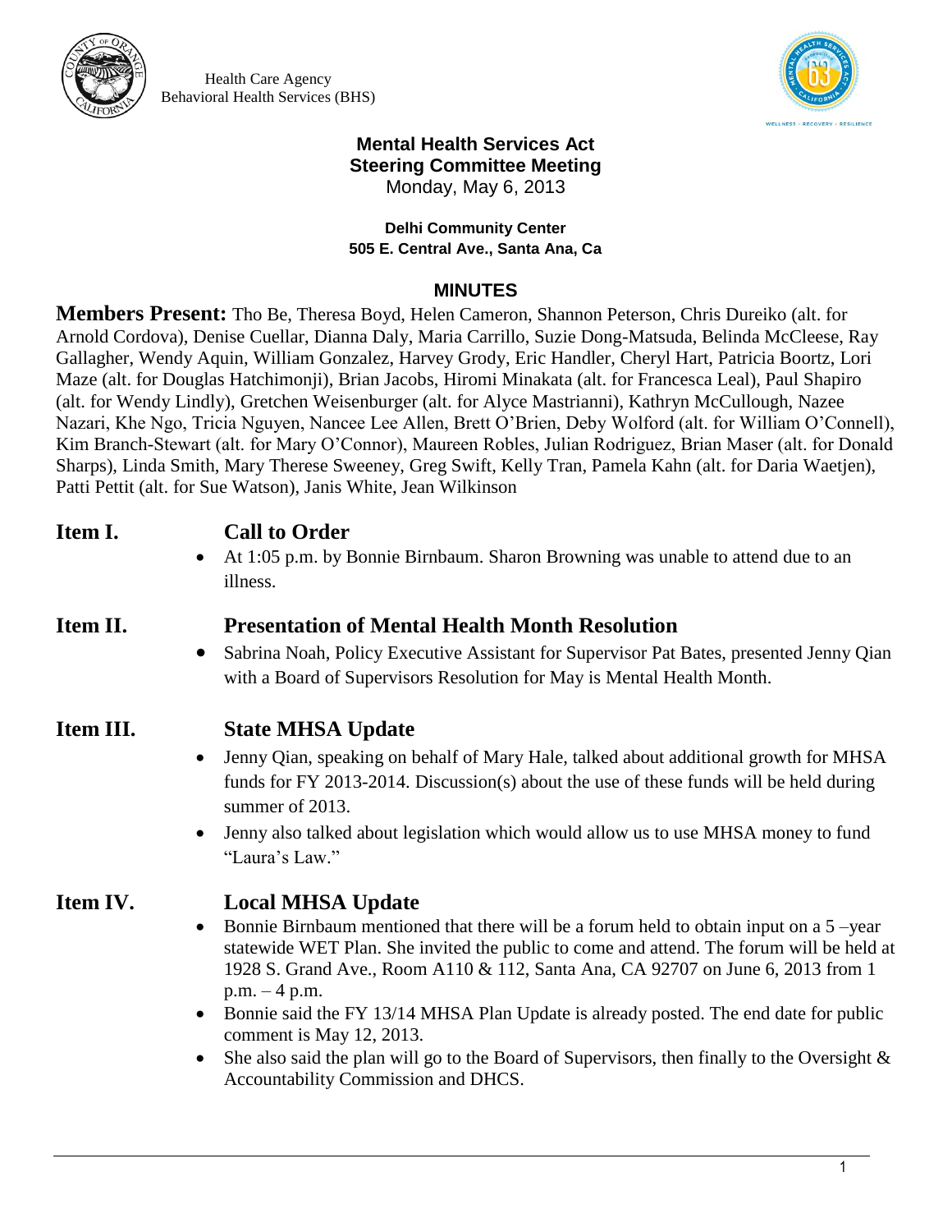Health Care Agency
Behavioral Health Services (BHS)

**Mental Health Services Act**
**Steering Committee Meeting**
Monday, May 6, 2013

**Delhi Community Center**
**505 E. Central Ave., Santa Ana, Ca**

**MINUTES**

**Members Present:** Tho Be, Theresa Boyd, Helen Cameron, Shannon Peterson, Chris Dureiko (alt. for Arnold Cordova), Denise Cuellar, Dianna Daly, Maria Carrillo, Suzie Dong-Matsuda, Belinda McCleese, Ray Gallagher, Wendy Aquin, William Gonzalez, Harvey Grody, Eric Handler, Cheryl Hart, Patricia Boortz, Lori Maze (alt. for Douglas Hatchimonji), Brian Jacobs, Hiromi Minakata (alt. for Francesca Leal), Paul Shapiro (alt. for Wendy Lindly), Gretchen Weisenburger (alt. for Alyce Mastrianni), Kathryn McCullough, Nazee Nazari, Khe Ngo, Tricia Nguyen, Nancee Lee Allen, Brett O'Brien, Deby Wolford (alt. for William O'Connell), Kim Branch-Stewart (alt. for Mary O'Connor), Maureen Robles, Julian Rodriguez, Brian Maser (alt. for Donald Sharps), Linda Smith, Mary Therese Sweeney, Greg Swift, Kelly Tran, Pamela Kahn (alt. for Daria Waetjen), Patti Pettit (alt. for Sue Watson), Janis White, Jean Wilkinson

## Item I. Call to Order

- At 1:05 p.m. by Bonnie Birnbaum. Sharon Browning was unable to attend due to an illness.

## Item II. Presentation of Mental Health Month Resolution

- Sabrina Noah, Policy Executive Assistant for Supervisor Pat Bates, presented Jenny Qian with a Board of Supervisors Resolution for May is Mental Health Month.

## Item III. State MHSA Update

- Jenny Qian, speaking on behalf of Mary Hale, talked about additional growth for MHSA funds for FY 2013-2014. Discussion(s) about the use of these funds will be held during summer of 2013.
- Jenny also talked about legislation which would allow us to use MHSA money to fund "Laura's Law."

## Item IV. Local MHSA Update

- Bonnie Birnbaum mentioned that there will be a forum held to obtain input on a 5 –year statewide WET Plan. She invited the public to come and attend. The forum will be held at 1928 S. Grand Ave., Room A110 & 112, Santa Ana, CA 92707 on June 6, 2013 from 1 p.m. – 4 p.m.
- Bonnie said the FY 13/14 MHSA Plan Update is already posted. The end date for public comment is May 12, 2013.
- She also said the plan will go to the Board of Supervisors, then finally to the Oversight & Accountability Commission and DHCS.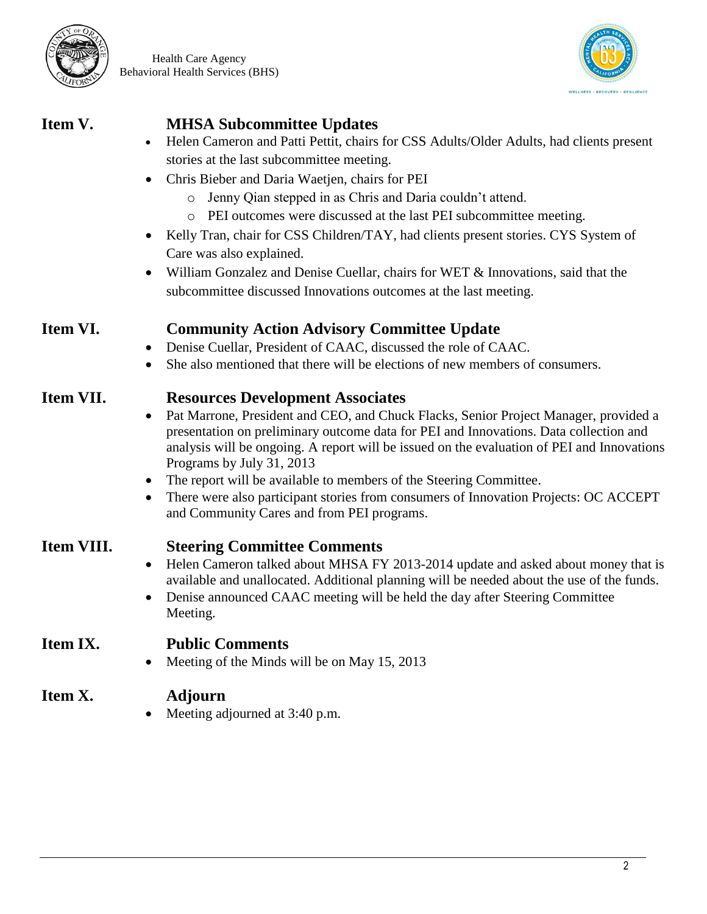## Item V. MHSA Subcommittee Updates

- Helen Cameron and Patti Pettit, chairs for CSS Adults/Older Adults, had clients present stories at the last subcommittee meeting.
- Chris Bieber and Daria Waetjen, chairs for PEI
  - Jenny Qian stepped in as Chris and Daria couldn't attend.
  - PEI outcomes were discussed at the last PEI subcommittee meeting.
- Kelly Tran, chair for CSS Children/TAY, had clients present stories. CYS System of Care was also explained.
- William Gonzalez and Denise Cuellar, chairs for WET & Innovations, said that the subcommittee discussed Innovations outcomes at the last meeting.

## Item VI. Community Action Advisory Committee Update

- Denise Cuellar, President of CAAC, discussed the role of CAAC.
- She also mentioned that there will be elections of new members of consumers.

## Item VII. Resources Development Associates

- Pat Marrone, President and CEO, and Chuck Flacks, Senior Project Manager, provided a presentation on preliminary outcome data for PEI and Innovations. Data collection and analysis will be ongoing. A report will be issued on the evaluation of PEI and Innovations Programs by July 31, 2013
- The report will be available to members of the Steering Committee.
- There were also participant stories from consumers of Innovation Projects: OC ACCEPT and Community Cares and from PEI programs.

## Item VIII. Steering Committee Comments

- Helen Cameron talked about MHSA FY 2013-2014 update and asked about money that is available and unallocated. Additional planning will be needed about the use of the funds.
- Denise announced CAAC meeting will be held the day after Steering Committee Meeting.

## Item IX. Public Comments

- Meeting of the Minds will be on May 15, 2013

## Item X. Adjourn

- Meeting adjourned at 3:40 p.m.